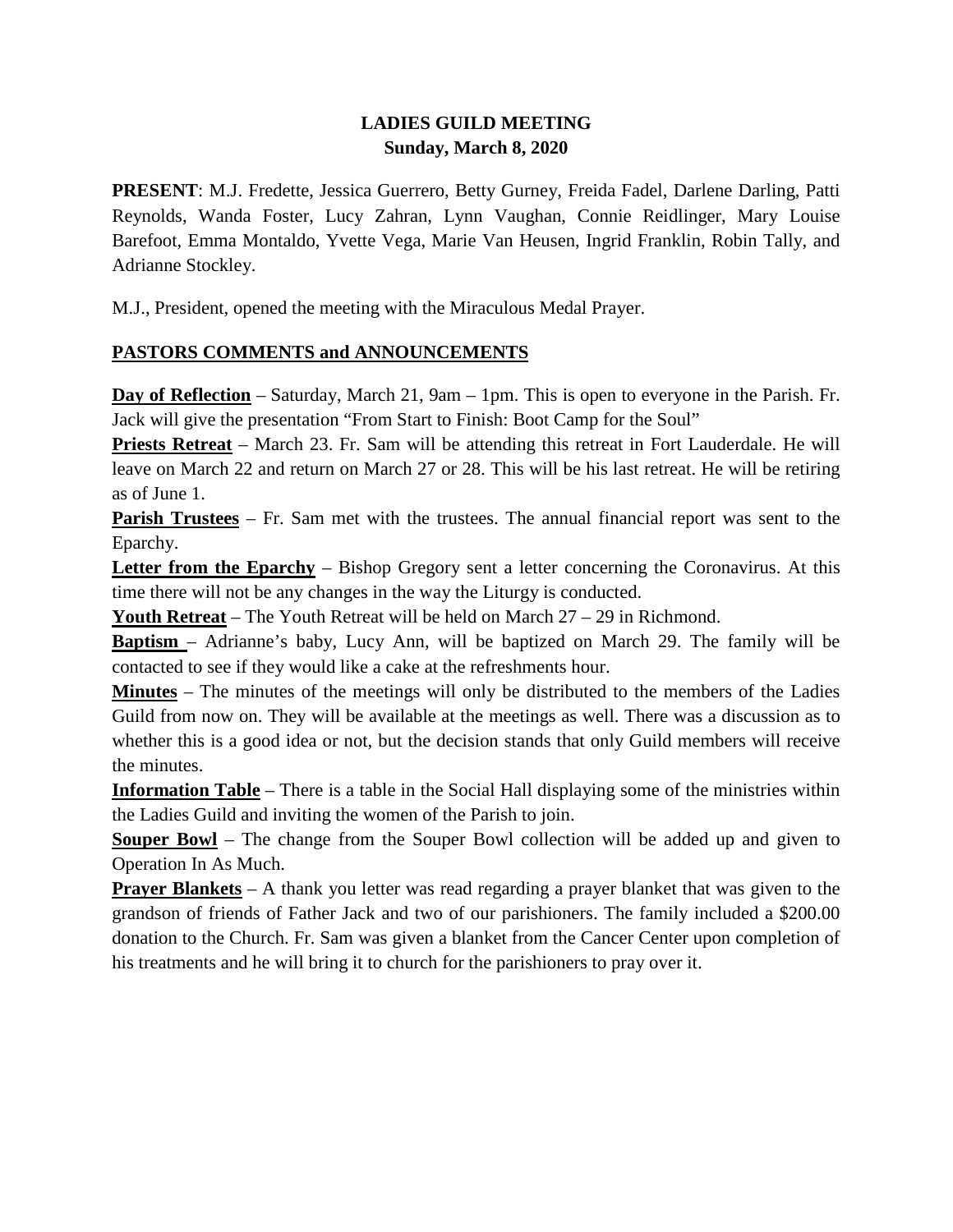# LADIES GUILD MEETING
**Sunday, March 8, 2020**

**PRESENT**: M.J. Fredette, Jessica Guerrero, Betty Gurney, Freida Fadel, Darlene Darling, Patti Reynolds, Wanda Foster, Lucy Zahran, Lynn Vaughan, Connie Reidlinger, Mary Louise Barefoot, Emma Montaldo, Yvette Vega, Marie Van Heusen, Ingrid Franklin, Robin Tally, and Adrianne Stockley.

M.J., President, opened the meeting with the Miraculous Medal Prayer.

## PASTORS COMMENTS and ANNOUNCEMENTS

**Day of Reflection** – Saturday, March 21, 9am – 1pm. This is open to everyone in the Parish. Fr. Jack will give the presentation "From Start to Finish: Boot Camp for the Soul"

**Priests Retreat** – March 23. Fr. Sam will be attending this retreat in Fort Lauderdale. He will leave on March 22 and return on March 27 or 28. This will be his last retreat. He will be retiring as of June 1.

**Parish Trustees** – Fr. Sam met with the trustees. The annual financial report was sent to the Eparchy.

**Letter from the Eparchy** – Bishop Gregory sent a letter concerning the Coronavirus. At this time there will not be any changes in the way the Liturgy is conducted.

**Youth Retreat** – The Youth Retreat will be held on March 27 – 29 in Richmond.

**Baptism** – Adrianne's baby, Lucy Ann, will be baptized on March 29. The family will be contacted to see if they would like a cake at the refreshments hour.

**Minutes** – The minutes of the meetings will only be distributed to the members of the Ladies Guild from now on. They will be available at the meetings as well. There was a discussion as to whether this is a good idea or not, but the decision stands that only Guild members will receive the minutes.

**Information Table** – There is a table in the Social Hall displaying some of the ministries within the Ladies Guild and inviting the women of the Parish to join.

**Souper Bowl** – The change from the Souper Bowl collection will be added up and given to Operation In As Much.

**Prayer Blankets** – A thank you letter was read regarding a prayer blanket that was given to the grandson of friends of Father Jack and two of our parishioners. The family included a $200.00 donation to the Church. Fr. Sam was given a blanket from the Cancer Center upon completion of his treatments and he will bring it to church for the parishioners to pray over it.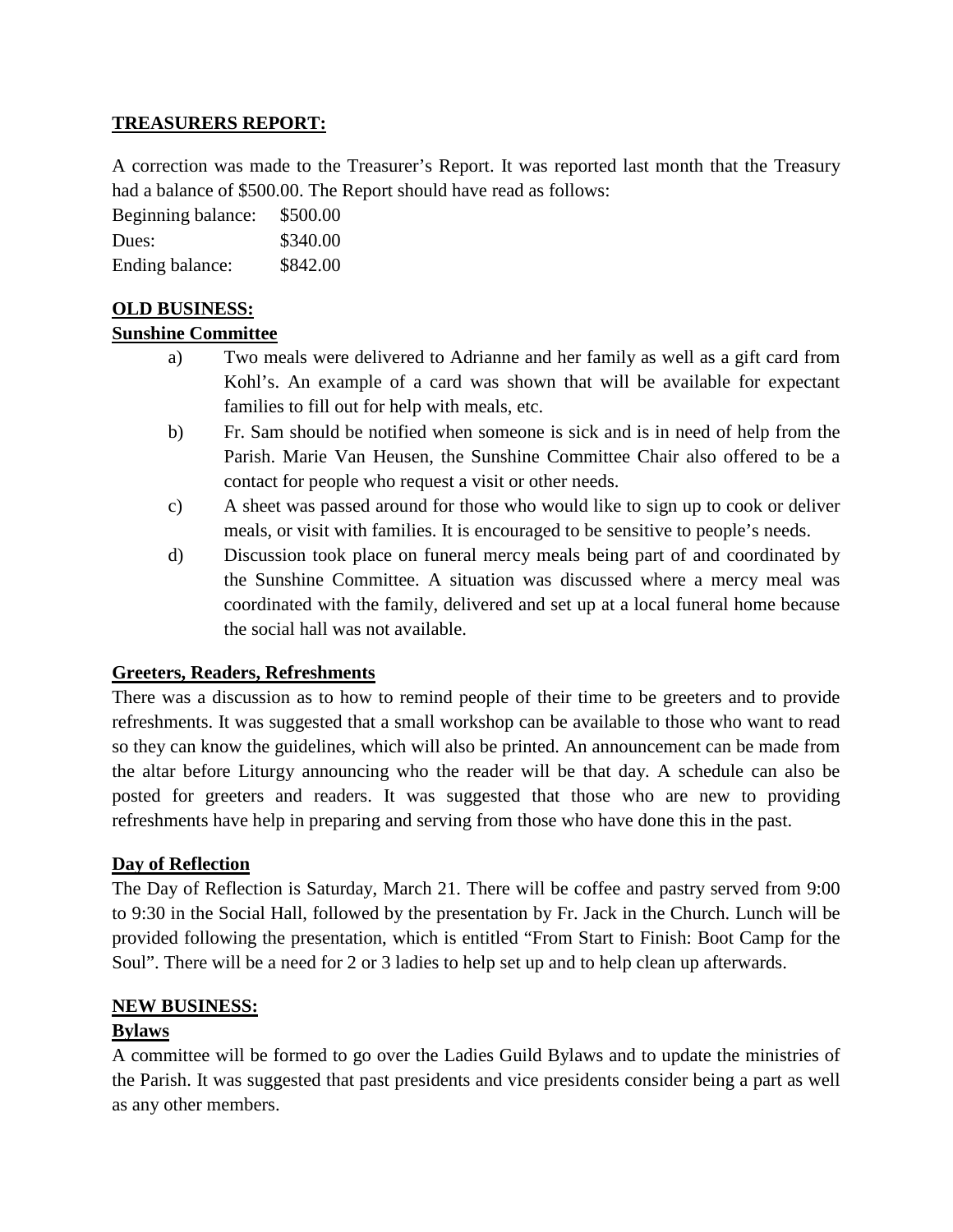**TREASURERS REPORT:**

A correction was made to the Treasurer's Report. It was reported last month that the Treasury had a balance of $500.00. The Report should have read as follows:

| | |
|---|---|
| Beginning balance: | $500.00 |
| Dues: | $340.00 |
| Ending balance: | $842.00 |

**OLD BUSINESS:**

**Sunshine Committee**

a) Two meals were delivered to Adrianne and her family as well as a gift card from Kohl's. An example of a card was shown that will be available for expectant families to fill out for help with meals, etc.

b) Fr. Sam should be notified when someone is sick and is in need of help from the Parish. Marie Van Heusen, the Sunshine Committee Chair also offered to be a contact for people who request a visit or other needs.

c) A sheet was passed around for those who would like to sign up to cook or deliver meals, or visit with families. It is encouraged to be sensitive to people's needs.

d) Discussion took place on funeral mercy meals being part of and coordinated by the Sunshine Committee. A situation was discussed where a mercy meal was coordinated with the family, delivered and set up at a local funeral home because the social hall was not available.

**Greeters, Readers, Refreshments**

There was a discussion as to how to remind people of their time to be greeters and to provide refreshments. It was suggested that a small workshop can be available to those who want to read so they can know the guidelines, which will also be printed. An announcement can be made from the altar before Liturgy announcing who the reader will be that day. A schedule can also be posted for greeters and readers. It was suggested that those who are new to providing refreshments have help in preparing and serving from those who have done this in the past.

**Day of Reflection**

The Day of Reflection is Saturday, March 21. There will be coffee and pastry served from 9:00 to 9:30 in the Social Hall, followed by the presentation by Fr. Jack in the Church. Lunch will be provided following the presentation, which is entitled "From Start to Finish: Boot Camp for the Soul". There will be a need for 2 or 3 ladies to help set up and to help clean up afterwards.

**NEW BUSINESS:**

**Bylaws**

A committee will be formed to go over the Ladies Guild Bylaws and to update the ministries of the Parish. It was suggested that past presidents and vice presidents consider being a part as well as any other members.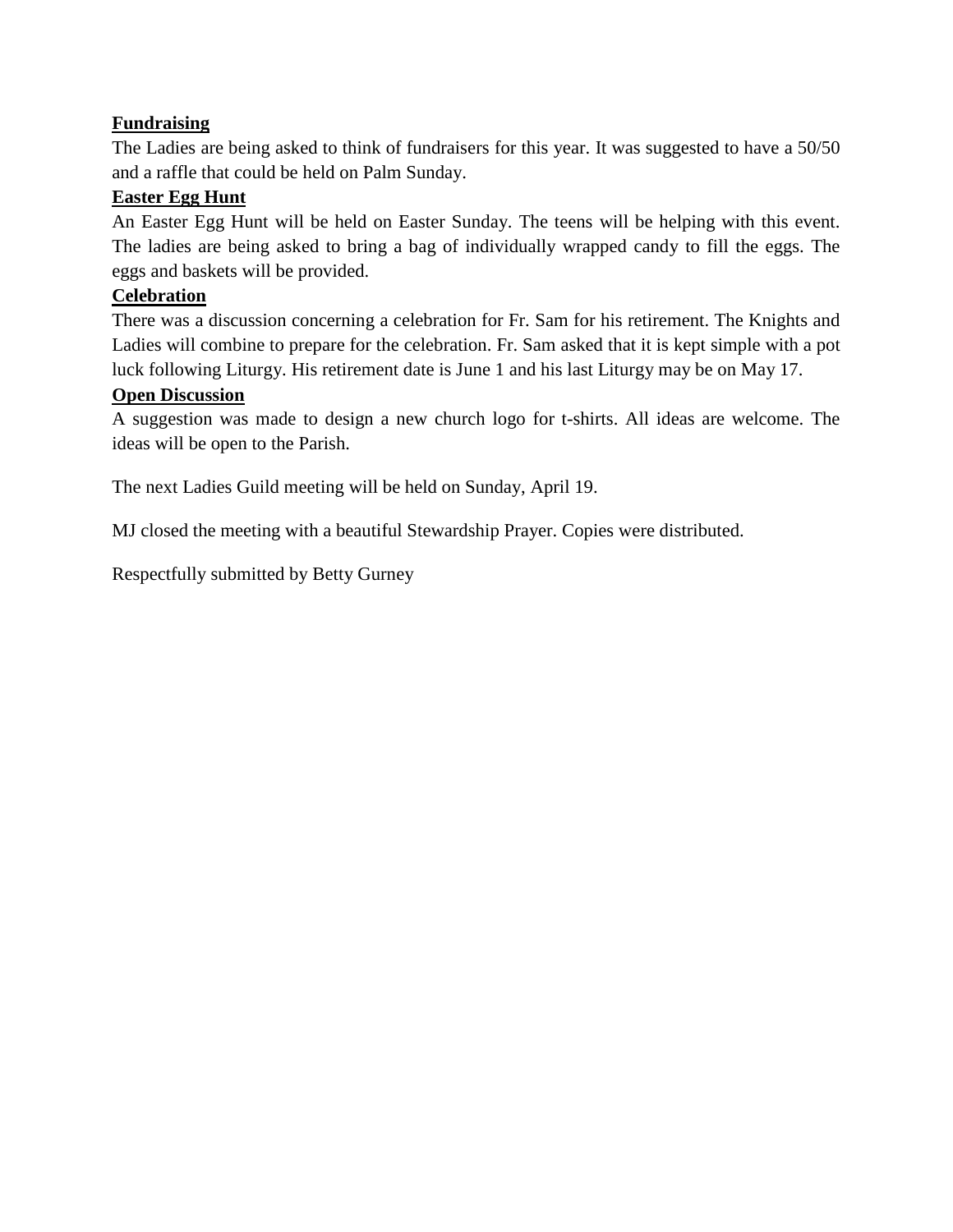**Fundraising**

The Ladies are being asked to think of fundraisers for this year. It was suggested to have a 50/50 and a raffle that could be held on Palm Sunday.

**Easter Egg Hunt**

An Easter Egg Hunt will be held on Easter Sunday. The teens will be helping with this event. The ladies are being asked to bring a bag of individually wrapped candy to fill the eggs. The eggs and baskets will be provided.

**Celebration**

There was a discussion concerning a celebration for Fr. Sam for his retirement. The Knights and Ladies will combine to prepare for the celebration. Fr. Sam asked that it is kept simple with a pot luck following Liturgy. His retirement date is June 1 and his last Liturgy may be on May 17.

**Open Discussion**

A suggestion was made to design a new church logo for t-shirts. All ideas are welcome. The ideas will be open to the Parish.

The next Ladies Guild meeting will be held on Sunday, April 19.

MJ closed the meeting with a beautiful Stewardship Prayer. Copies were distributed.

Respectfully submitted by Betty Gurney